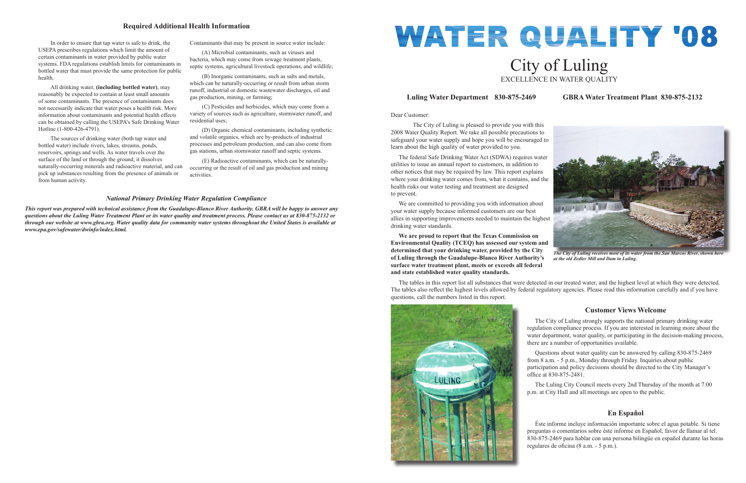## Required Additional Health Information

In order to ensure that tap water is safe to drink, the USEPA prescribes regulations which limit the amount of certain contaminants in water provided by public water systems. FDA regulations establish limits for contaminants in bottled water that must provide the same protection for public health.

All drinking water, **(including bottled water)**, may reasonably be expected to contain at least small amounts of some contaminants. The presence of contaminants does not necessarily indicate that water poses a health risk. More information about contaminants and potential health effects can be obtained by calling the USEPA's Safe Drinking Water Hotline (1-800-426-4791).

The sources of drinking water (both tap water and bottled water) include rivers, lakes, streams, ponds, reservoirs, springs and wells. As water travels over the surface of the land or through the ground, it dissolves naturally-occurring minerals and radioactive material, and can pick up substances resulting from the presence of animals or from human activity.

Contaminants that may be present in source water include:

(A) Microbial contaminants, such as viruses and bacteria, which may come from sewage treatment plants, septic systems, agricultural livestock operations, and wildlife;

(B) Inorganic contaminants, such as salts and metals, which can be naturally-occurring or result from urban storm runoff, industrial or domestic wastewater discharges, oil and gas production, mining, or farming;

(C) Pesticides and herbicides, which may come from a variety of sources such as agriculture, stormwater runoff, and residential uses;

(D) Organic chemical contaminants, including synthetic and volatile organics, which are by-products of industrial processes and petroleum production, and can also come from gas stations, urban stormwater runoff and septic systems.

(E) Radioactive contaminants, which can be naturally-occurring or the result of oil and gas production and mining activities.

### *National Primary Drinking Water Regulation Compliance*

***This report was prepared with technical assistance from the Guadalupe-Blanco River Authority. GBRA will be happy to answer any questions about the Luling Water Treatment Plant or its water quality and treatment process. Please contact us at 830-875-2132 or through our website at www.gbra.org. Water quality data for community water systems throughout the United States is available at www.epa.gov/safewater/dwinfo/index.html.***

# WATER QUALITY '08

## City of Luling

EXCELLENCE IN WATER QUALITY

**Luling Water Department 830-875-2469** **GBRA Water Treatment Plant 830-875-2132**

Dear Customer:

The City of Luling is pleased to provide you with this 2008 Water Quality Report. We take all possible precautions to safeguard your water supply and hope you will be encouraged to learn about the high quality of water provided to you.

The federal Safe Drinking Water Act (SDWA) requires water utilities to issue an annual report to customers, in addition to other notices that may be required by law. This report explains where your drinking water comes from, what it contains, and the health risks our water testing and treatment are designed to prevent.

We are committed to providing you with information about your water supply because informed customers are our best allies in supporting improvements needed to maintain the highest drinking water standards.

**We are proud to report that the Texas Commission on Environmental Quality (TCEQ) has assessed our system and determined that your drinking water, provided by the City of Luling through the Guadalupe-Blanco River Authority's surface water treatment plant, meets or exceeds all federal and state established water quality standards.**

***The City of Luling receives most of its water from the San Marcos River, shown here at the old Zedler Mill and Dam in Luling.***

The tables in this report list all substances that were detected in our treated water, and the highest level at which they were detected. The tables also reflect the highest levels allowed by federal regulatory agencies. Please read this information carefully and if you have questions, call the numbers listed in this report.

### Customer Views Welcome

The City of Luling strongly supports the national primary drinking water regulation compliance process. If you are interested in learning more about the water department, water quality, or participating in the decision-making process, there are a number of opportunities available.

Questions about water quality can be answered by calling 830-875-2469 from 8 a.m. - 5 p.m., Monday through Friday. Inquiries about public participation and policy decisions should be directed to the City Manager's office at 830-875-2481.

The Luling City Council meets every 2nd Thursday of the month at 7:00 p.m. at City Hall and all meetings are open to the public.

### En Español

Éste informe incluye información importante sobre el agua potable. Si tiene preguntas o comentarios sobre éste informe en Español, favor de llamar al tel. 830-875-2469 para hablar con una persona bilingüe en español durante las horas regulares de oficina (8 a.m. - 5 p.m.).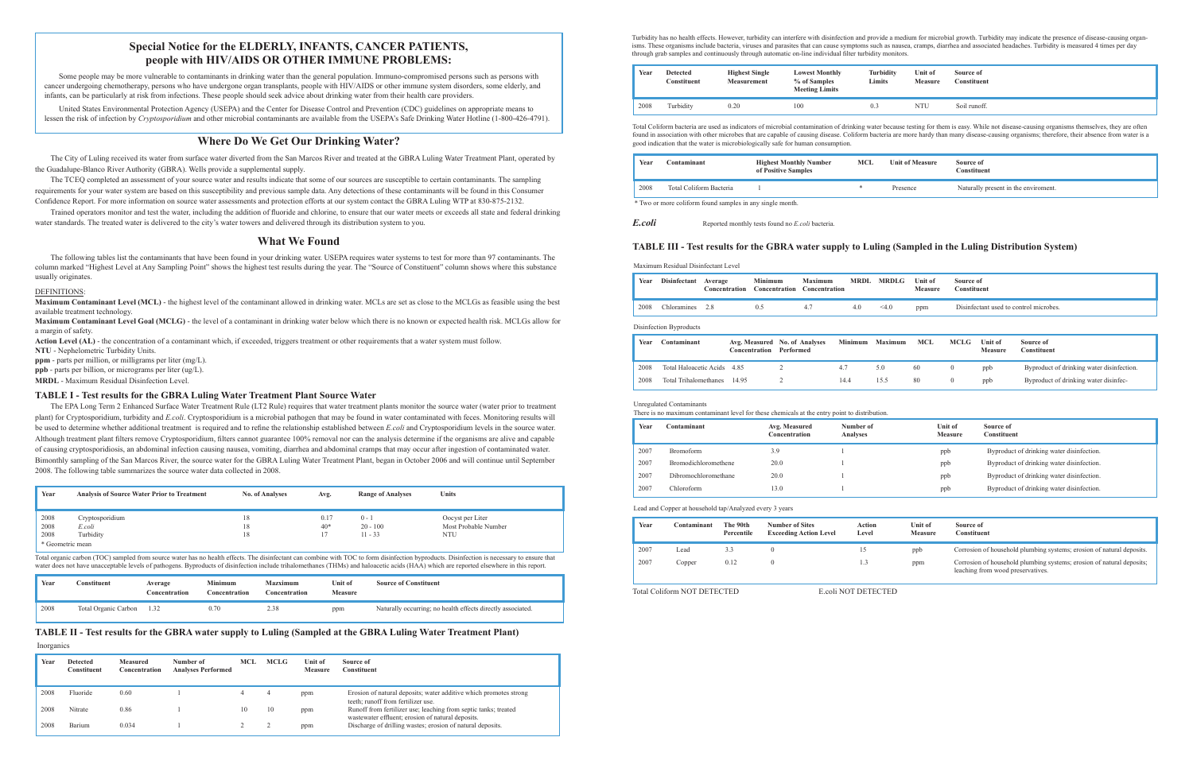## Special Notice for the ELDERLY, INFANTS, CANCER PATIENTS, people with HIV/AIDS OR OTHER IMMUNE PROBLEMS:

Some people may be more vulnerable to contaminants in drinking water than the general population. Immuno-compromised persons such as persons with cancer undergoing chemotherapy, persons who have undergone organ transplants, people with HIV/AIDS or other immune system disorders, some elderly, and infants, can be particularly at risk from infections. These people should seek advice about drinking water from their health care providers.

United States Environmental Protection Agency (USEPA) and the Center for Disease Control and Prevention (CDC) guidelines on appropriate means to lessen the risk of infection by *Cryptosporidium* and other microbial contaminants are available from the USEPA's Safe Drinking Water Hotline (1-800-426-4791).

## Where Do We Get Our Drinking Water?

The City of Luling received its water from surface water diverted from the San Marcos River and treated at the GBRA Luling Water Treatment Plant, operated by the Guadalupe-Blanco River Authority (GBRA). Wells provide a supplemental supply.

The TCEQ completed an assessment of your source water and results indicate that some of our sources are susceptible to certain contaminants. The sampling requirements for your water system are based on this susceptibility and previous sample data. Any detections of these contaminants will be found in this Consumer Confidence Report. For more information on source water assessments and protection efforts at our system contact the GBRA Luling WTP at 830-875-2132.

Trained operators monitor and test the water, including the addition of fluoride and chlorine, to ensure that our water meets or exceeds all state and federal drinking water standards. The treated water is delivered to the city's water towers and delivered through its distribution system to you.

## What We Found

The following tables list the contaminants that have been found in your drinking water. USEPA requires water systems to test for more than 97 contaminants. The column marked "Highest Level at Any Sampling Point" shows the highest test results during the year. The "Source of Constituent" column shows where this substance usually originates.

DEFINITIONS:

**Maximum Contaminant Level (MCL)** - the highest level of the contaminant allowed in drinking water. MCLs are set as close to the MCLGs as feasible using the best available treatment technology.

**Maximum Contaminant Level Goal (MCLG)** - the level of a contaminant in drinking water below which there is no known or expected health risk. MCLGs allow for a margin of safety.

**Action Level (AL)** - the concentration of a contaminant which, if exceeded, triggers treatment or other requirements that a water system must follow.

**NTU** - Nephelometric Turbidity Units.

**ppm** - parts per million, or milligrams per liter (mg/L).

**ppb** - parts per billion, or micrograms per liter (ug/L).

**MRDL** - Maximum Residual Disinfectant Level.

### TABLE I - Test results for the GBRA Luling Water Treatment Plant Source Water

The EPA Long Term 2 Enhanced Surface Water Treatment Rule (LT2 Rule) requires that water treatment plants monitor the source water (water prior to treatment plant) for Cryptosporidium, turbidity and *E.coli*. Cryptosporidium is a microbial pathogen that may be found in water contaminated with feces. Monitoring results will be used to determine whether additional treatment is required and to refine the relationship established between *E.coli* and Cryptosporidium levels in the source water. Although treatment plant filters remove Cryptosporidium, filters cannot guarantee 100% removal nor can the analysis determine if the organisms are alive and capable of causing cryptosporidiosis, an abdominal infection causing nausea, vomiting, diarrhea and abdominal cramps that may occur after ingestion of contaminated water. Bimonthly sampling of the San Marcos River, the source water for the GBRA Luling Water Treatment Plant, began in October 2006 and will continue until September 2008. The following table summarizes the source water data collected in 2008.

| Year | Analysis of Source Water Prior to Treatment | No. of Analyses | Avg. | Range of Analyses | Units |
|---|---|---|---|---|---|
| 2008 | Cryptosporidium | 18 | 0.17 | 0 - 1 | Oocyst per Liter |
| 2008 | *E.coli* | 18 | 40* | 20 - 100 | Most Probable Number |
| 2008 | Turbidity | 18 | 17 | 11 - 33 | NTU |

\* Geometric mean

Total organic carbon (TOC) sampled from source water has no health effects. The disinfectant can combine with TOC to form disinfection byproducts. Disinfection is necessary to ensure that water does not have unacceptable levels of pathogens. Byproducts of disinfection include trihalomethanes (THMs) and haloacetic acids (HAA) which are reported elsewhere in this report.

| Year | Constituent | Average Concentration | Minimum Concentration | Mazximum Concentration | Unit of Measure | Source of Constituent |
|---|---|---|---|---|---|---|
| 2008 | Total Organic Carbon | 1.32 | 0.70 | 2.38 | ppm | Naturally occurring; no health effects directly associated. |

### TABLE II - Test results for the GBRA water supply to Luling (Sampled at the GBRA Luling Water Treatment Plant)

Inorganics

| Year | Detected Constituent | Measured Concentration | Number of Analyses Performed | MCL | MCLG | Unit of Measure | Source of Constituent |
|---|---|---|---|---|---|---|---|
| 2008 | Fluoride | 0.60 | 1 | 4 | 4 | ppm | Erosion of natural deposits; water additive which promotes strong teeth; runoff from fertilizer use. |
| 2008 | Nitrate | 0.86 | 1 | 10 | 10 | ppm | Runoff from fertilizer use; leaching from septic tanks; treated wastewater effluent; erosion of natural deposits. |
| 2008 | Barium | 0.034 | 1 | 2 | 2 | ppm | Discharge of drilling wastes; erosion of natural deposits. |

Turbidity has no health effects. However, turbidity can interfere with disinfection and provide a medium for microbial growth. Turbidity may indicate the presence of disease-causing organisms. These organisms include bacteria, viruses and parasites that can cause symptoms such as nausea, cramps, diarrhea and associated headaches. Turbidity is measured 4 times per day through grab samples and continuously through automatic on-line individual filter turbidity monitors.

| Year | Detected Constituent | Highest Single Measurement | Lowest Monthly % of Samples Meeting Limits | Turbidity Limits | Unit of Measure | Source of Constituent |
|---|---|---|---|---|---|---|
| 2008 | Turbidity | 0.20 | 100 | 0.3 | NTU | Soil runoff. |

Total Coliform bacteria are used as indicators of microbial contamination of drinking water because testing for them is easy. While not disease-causing organisms themselves, they are often found in association with other microbes that are capable of causing disease. Coliform bacteria are more hardy than many disease-causing organisms; therefore, their absence from water is a good indication that the water is microbiologically safe for human consumption.

| Year | Contaminant | Highest Monthly Number of Positive Samples | MCL | Unit of Measure | Source of Constituent |
|---|---|---|---|---|---|
| 2008 | Total Coliform Bacteria | 1 | * | Presence | Naturally present in the enviroment. |

\* Two or more coliform found samples in any single month.

***E.coli*** Reported monthly tests found no *E.coli* bacteria.

### TABLE III - Test results for the GBRA water supply to Luling (Sampled in the Luling Distribution System)

Maximum Residual Disinfectant Level

| Year | Disinfectant | Average Concentration | Minimum Concentration | Maximum Concentration | MRDL | MRDLG | Unit of Measure | Source of Constituent |
|---|---|---|---|---|---|---|---|---|
| 2008 | Chloramines | 2.8 | 0.5 | 4.7 | 4.0 | <4.0 | ppm | Disinfectant used to control microbes. |

Disinfection Byproducts

| Year | Contaminant | Avg. Measured Concentration | No. of Analyses Performed | Minimum | Maximum | MCL | MCLG | Unit of Measure | Source of Constituent |
|---|---|---|---|---|---|---|---|---|---|
| 2008 | Total Haloacetic Acids | 4.85 | 2 | 4.7 | 5.0 | 60 | 0 | ppb | Byproduct of drinking water disinfection. |
| 2008 | Total Trihalomethanes | 14.95 | 2 | 14.4 | 15.5 | 80 | 0 | ppb | Byproduct of drinking water disinfec- |

Unregulated Contaminants

There is no maximum contaminant level for these chemicals at the entry point to distribution.

| Year | Contaminant | Avg. Measured Concentration | Number of Analyses | Unit of Measure | Source of Constituent |
|---|---|---|---|---|---|
| 2007 | Bromoform | 3.9 | 1 | ppb | Byproduct of drinking water disinfection. |
| 2007 | Bromodichloromethene | 20.0 | 1 | ppb | Byproduct of drinking water disinfection. |
| 2007 | Dibromochloromethane | 20.0 | 1 | ppb | Byproduct of drinking water disinfection. |
| 2007 | Chloroform | 13.0 | 1 | ppb | Byproduct of drinking water disinfection. |

Lead and Copper at household tap/Analyzed every 3 years

| Year | Contaminant | The 90th Percentile | Number of Sites Exceeding Action Level | Action Level | Unit of Measure | Source of Constituent |
|---|---|---|---|---|---|---|
| 2007 | Lead | 3.3 | 0 | 15 | ppb | Corrosion of household plumbing systems; erosion of natural deposits. |
| 2007 | Copper | 0.12 | 0 | 1.3 | ppm | Corrosion of household plumbing systems; erosion of natural deposits; leaching from wood preservatives. |

Total Coliform NOT DETECTED E.coli NOT DETECTED